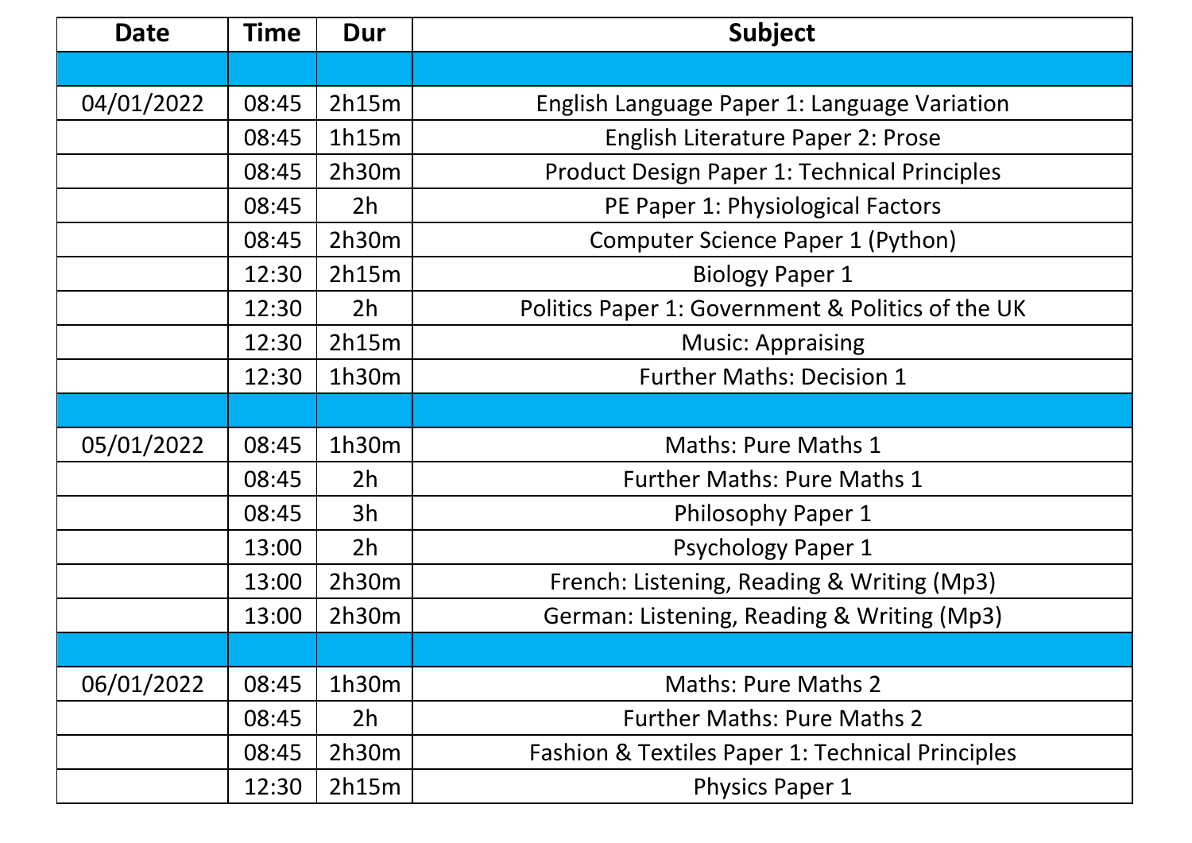| Date | Time | Dur | Subject |
|---|---|---|---|
| | | | |
| 04/01/2022 | 08:45 | 2h15m | English Language Paper 1: Language Variation |
| | 08:45 | 1h15m | English Literature Paper 2: Prose |
| | 08:45 | 2h30m | Product Design Paper 1: Technical Principles |
| | 08:45 | 2h | PE Paper 1: Physiological Factors |
| | 08:45 | 2h30m | Computer Science Paper 1 (Python) |
| | 12:30 | 2h15m | Biology Paper 1 |
| | 12:30 | 2h | Politics Paper 1: Government & Politics of the UK |
| | 12:30 | 2h15m | Music: Appraising |
| | 12:30 | 1h30m | Further Maths: Decision 1 |
| | | | |
| 05/01/2022 | 08:45 | 1h30m | Maths: Pure Maths 1 |
| | 08:45 | 2h | Further Maths: Pure Maths 1 |
| | 08:45 | 3h | Philosophy Paper 1 |
| | 13:00 | 2h | Psychology Paper 1 |
| | 13:00 | 2h30m | French: Listening, Reading & Writing (Mp3) |
| | 13:00 | 2h30m | German: Listening, Reading & Writing (Mp3) |
| | | | |
| 06/01/2022 | 08:45 | 1h30m | Maths: Pure Maths 2 |
| | 08:45 | 2h | Further Maths: Pure Maths 2 |
| | 08:45 | 2h30m | Fashion & Textiles Paper 1: Technical Principles |
| | 12:30 | 2h15m | Physics Paper 1 |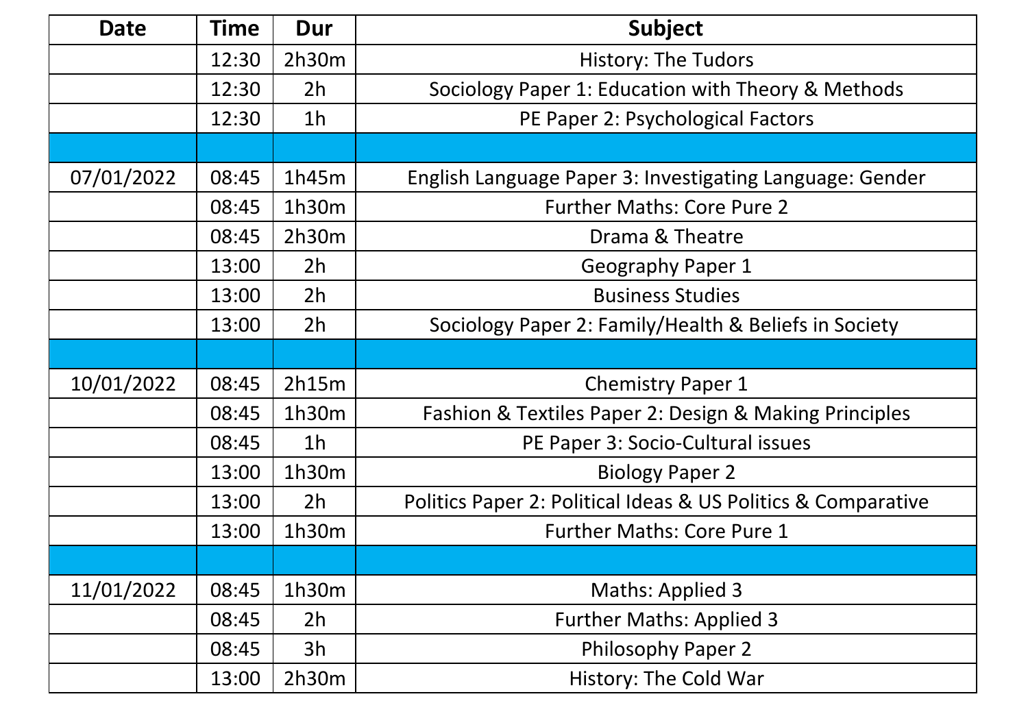| Date | Time | Dur | Subject |
|---|---|---|---|
| | 12:30 | 2h30m | History: The Tudors |
| | 12:30 | 2h | Sociology Paper 1: Education with Theory & Methods |
| | 12:30 | 1h | PE Paper 2: Psychological Factors |
| | | | |
| 07/01/2022 | 08:45 | 1h45m | English Language Paper 3: Investigating Language: Gender |
| | 08:45 | 1h30m | Further Maths: Core Pure 2 |
| | 08:45 | 2h30m | Drama & Theatre |
| | 13:00 | 2h | Geography Paper 1 |
| | 13:00 | 2h | Business Studies |
| | 13:00 | 2h | Sociology Paper 2: Family/Health & Beliefs in Society |
| | | | |
| 10/01/2022 | 08:45 | 2h15m | Chemistry Paper 1 |
| | 08:45 | 1h30m | Fashion & Textiles Paper 2: Design & Making Principles |
| | 08:45 | 1h | PE Paper 3: Socio-Cultural issues |
| | 13:00 | 1h30m | Biology Paper 2 |
| | 13:00 | 2h | Politics Paper 2: Political Ideas & US Politics & Comparative |
| | 13:00 | 1h30m | Further Maths: Core Pure 1 |
| | | | |
| 11/01/2022 | 08:45 | 1h30m | Maths: Applied 3 |
| | 08:45 | 2h | Further Maths: Applied 3 |
| | 08:45 | 3h | Philosophy Paper 2 |
| | 13:00 | 2h30m | History: The Cold War |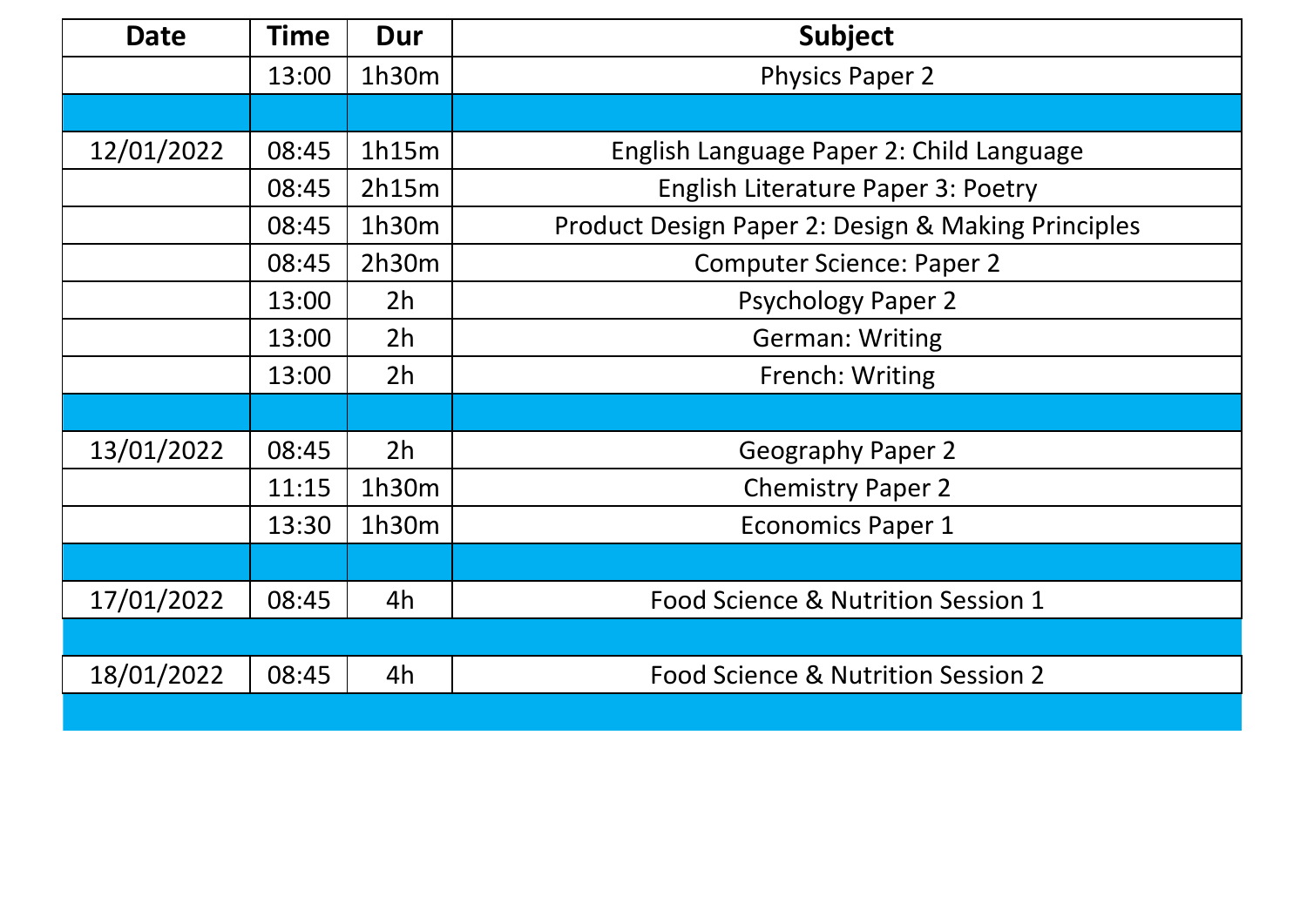| Date | Time | Dur | Subject |
|---|---|---|---|
| | 13:00 | 1h30m | Physics Paper 2 |
| | | | |
| 12/01/2022 | 08:45 | 1h15m | English Language Paper 2: Child Language |
| | 08:45 | 2h15m | English Literature Paper 3: Poetry |
| | 08:45 | 1h30m | Product Design Paper 2: Design & Making Principles |
| | 08:45 | 2h30m | Computer Science: Paper 2 |
| | 13:00 | 2h | Psychology Paper 2 |
| | 13:00 | 2h | German: Writing |
| | 13:00 | 2h | French: Writing |
| | | | |
| 13/01/2022 | 08:45 | 2h | Geography Paper 2 |
| | 11:15 | 1h30m | Chemistry Paper 2 |
| | 13:30 | 1h30m | Economics Paper 1 |
| | | | |
| 17/01/2022 | 08:45 | 4h | Food Science & Nutrition Session 1 |
| | | | |
| 18/01/2022 | 08:45 | 4h | Food Science & Nutrition Session 2 |
| | | | |